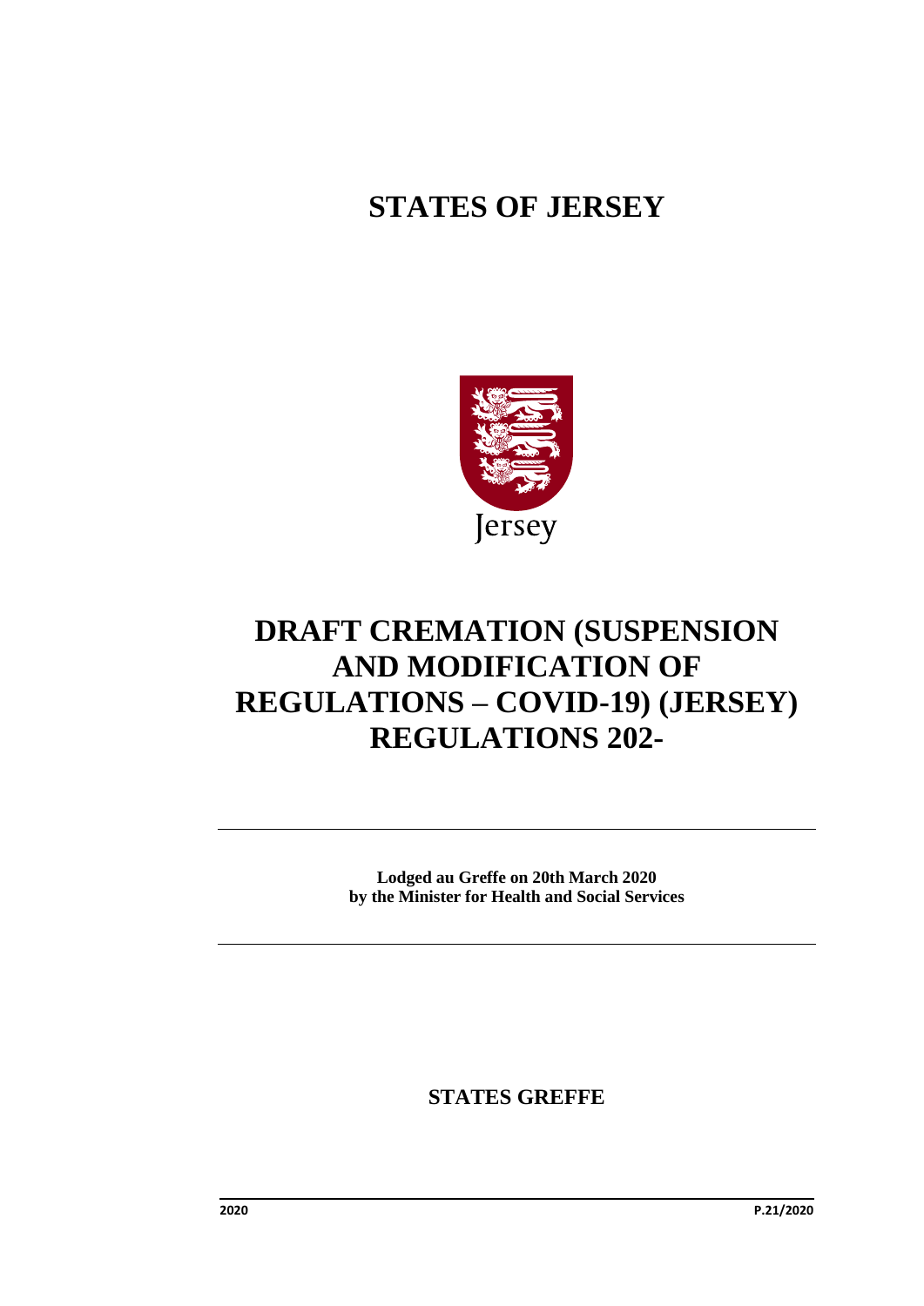# STATES OF JERSEY

Jersey

# DRAFT CREMATION (SUSPENSION AND MODIFICATION OF REGULATIONS – COVID-19) (JERSEY) REGULATIONS 202-

**Lodged au Greffe on 20th March 2020**
**by the Minister for Health and Social Services**

**STATES GREFFE**

**2020** **P.21/2020**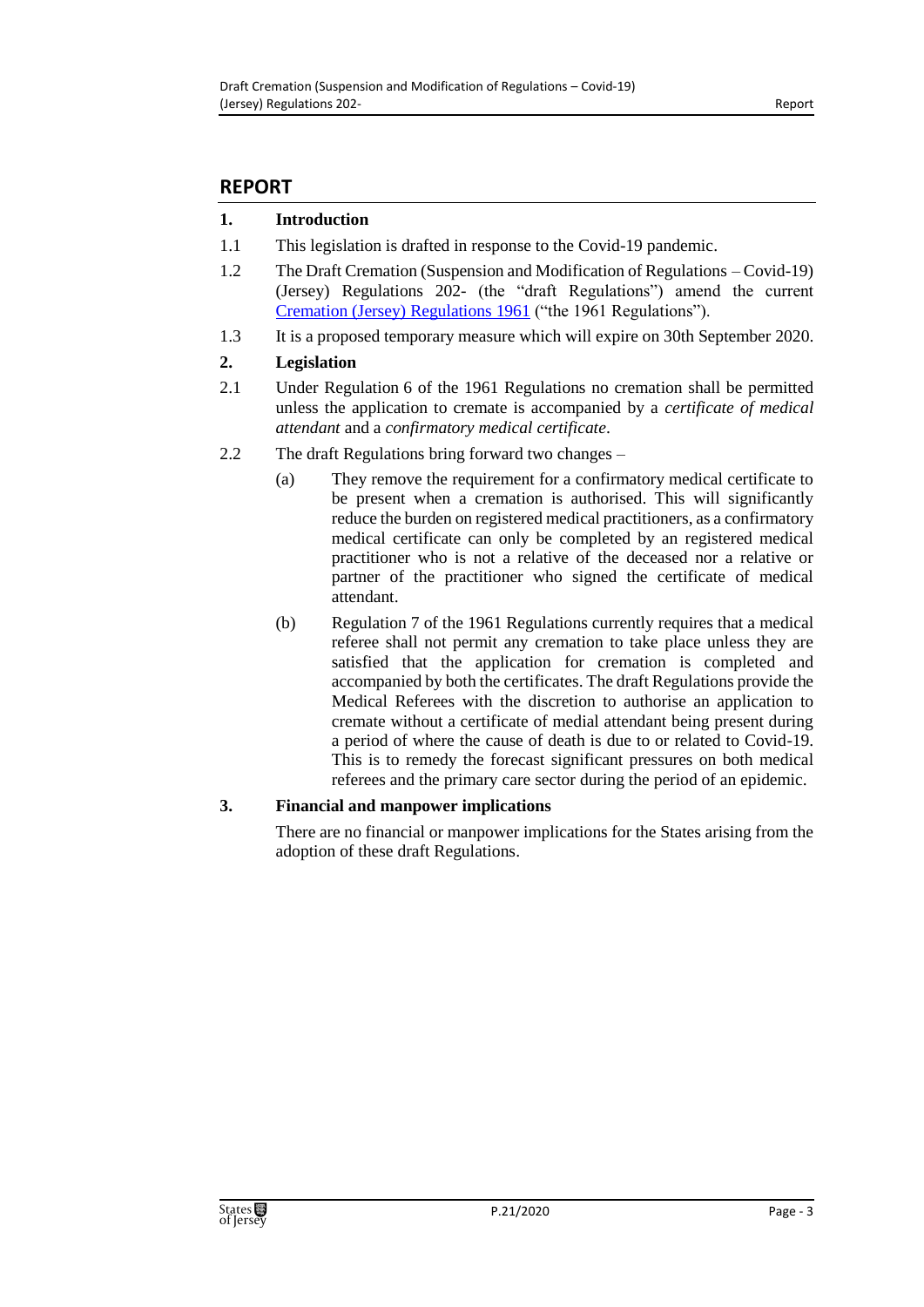## REPORT

**1. Introduction**

1.1 This legislation is drafted in response to the Covid-19 pandemic.

1.2 The Draft Cremation (Suspension and Modification of Regulations – Covid-19) (Jersey) Regulations 202- (the "draft Regulations") amend the current Cremation (Jersey) Regulations 1961 ("the 1961 Regulations").

1.3 It is a proposed temporary measure which will expire on 30th September 2020.

**2. Legislation**

2.1 Under Regulation 6 of the 1961 Regulations no cremation shall be permitted unless the application to cremate is accompanied by a *certificate of medical attendant* and a *confirmatory medical certificate*.

2.2 The draft Regulations bring forward two changes –

(a) They remove the requirement for a confirmatory medical certificate to be present when a cremation is authorised. This will significantly reduce the burden on registered medical practitioners, as a confirmatory medical certificate can only be completed by an registered medical practitioner who is not a relative of the deceased nor a relative or partner of the practitioner who signed the certificate of medical attendant.

(b) Regulation 7 of the 1961 Regulations currently requires that a medical referee shall not permit any cremation to take place unless they are satisfied that the application for cremation is completed and accompanied by both the certificates. The draft Regulations provide the Medical Referees with the discretion to authorise an application to cremate without a certificate of medial attendant being present during a period of where the cause of death is due to or related to Covid-19. This is to remedy the forecast significant pressures on both medical referees and the primary care sector during the period of an epidemic.

**3. Financial and manpower implications**

There are no financial or manpower implications for the States arising from the adoption of these draft Regulations.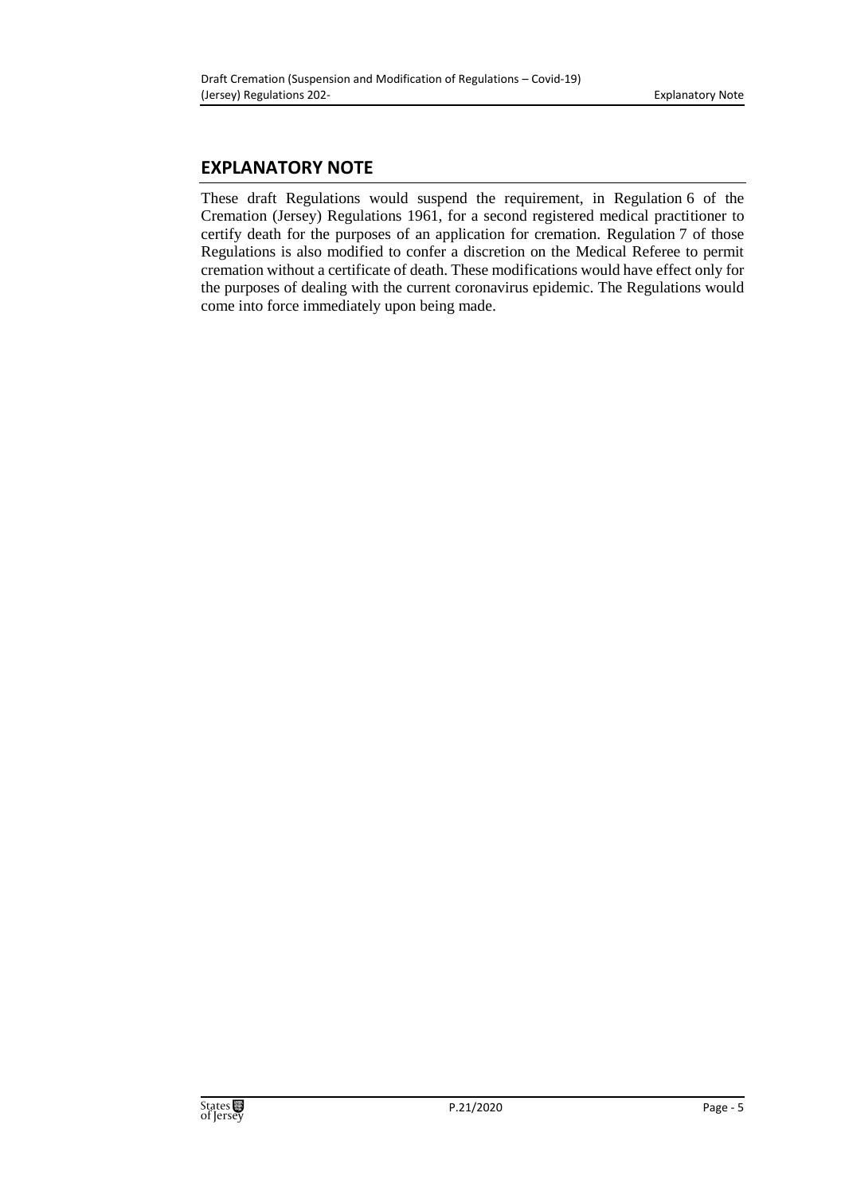## EXPLANATORY NOTE

These draft Regulations would suspend the requirement, in Regulation 6 of the Cremation (Jersey) Regulations 1961, for a second registered medical practitioner to certify death for the purposes of an application for cremation. Regulation 7 of those Regulations is also modified to confer a discretion on the Medical Referee to permit cremation without a certificate of death. These modifications would have effect only for the purposes of dealing with the current coronavirus epidemic. The Regulations would come into force immediately upon being made.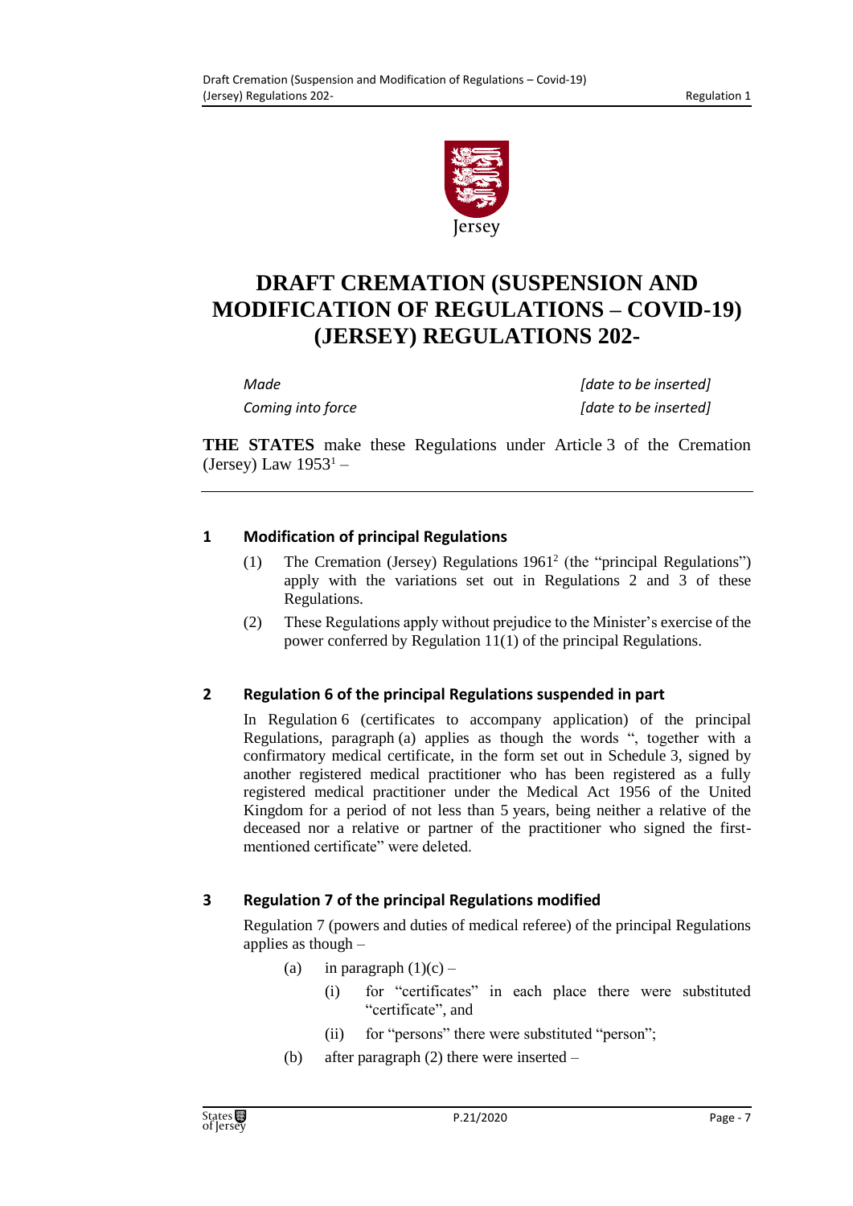# DRAFT CREMATION (SUSPENSION AND MODIFICATION OF REGULATIONS – COVID-19) (JERSEY) REGULATIONS 202-

| | |
|---|---|
| *Made* | *[date to be inserted]* |
| *Coming into force* | *[date to be inserted]* |

**THE STATES** make these Regulations under Article 3 of the Cremation (Jersey) Law 1953[1] –

## 1 Modification of principal Regulations

(1) The Cremation (Jersey) Regulations 1961[2] (the "principal Regulations") apply with the variations set out in Regulations 2 and 3 of these Regulations.

(2) These Regulations apply without prejudice to the Minister's exercise of the power conferred by Regulation 11(1) of the principal Regulations.

## 2 Regulation 6 of the principal Regulations suspended in part

In Regulation 6 (certificates to accompany application) of the principal Regulations, paragraph (a) applies as though the words ", together with a confirmatory medical certificate, in the form set out in Schedule 3, signed by another registered medical practitioner who has been registered as a fully registered medical practitioner under the Medical Act 1956 of the United Kingdom for a period of not less than 5 years, being neither a relative of the deceased nor a relative or partner of the practitioner who signed the first-mentioned certificate" were deleted.

## 3 Regulation 7 of the principal Regulations modified

Regulation 7 (powers and duties of medical referee) of the principal Regulations applies as though –

(a) in paragraph (1)(c) –

(i) for "certificates" in each place there were substituted "certificate", and

(ii) for "persons" there were substituted "person";

(b) after paragraph (2) there were inserted –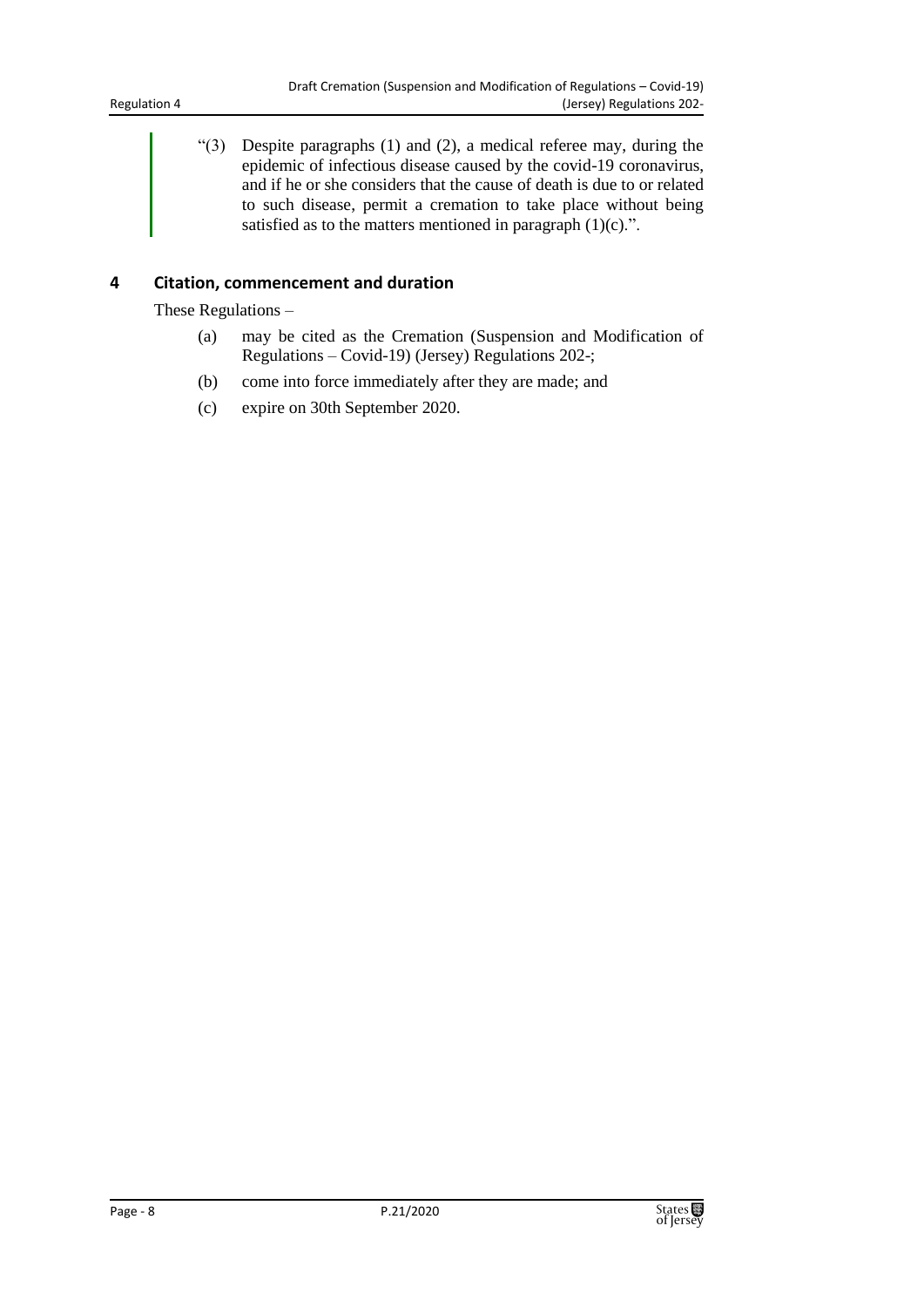"(3) Despite paragraphs (1) and (2), a medical referee may, during the epidemic of infectious disease caused by the covid-19 coronavirus, and if he or she considers that the cause of death is due to or related to such disease, permit a cremation to take place without being satisfied as to the matters mentioned in paragraph (1)(c).".

## 4 Citation, commencement and duration

These Regulations –

(a) may be cited as the Cremation (Suspension and Modification of Regulations – Covid-19) (Jersey) Regulations 202-;

(b) come into force immediately after they are made; and

(c) expire on 30th September 2020.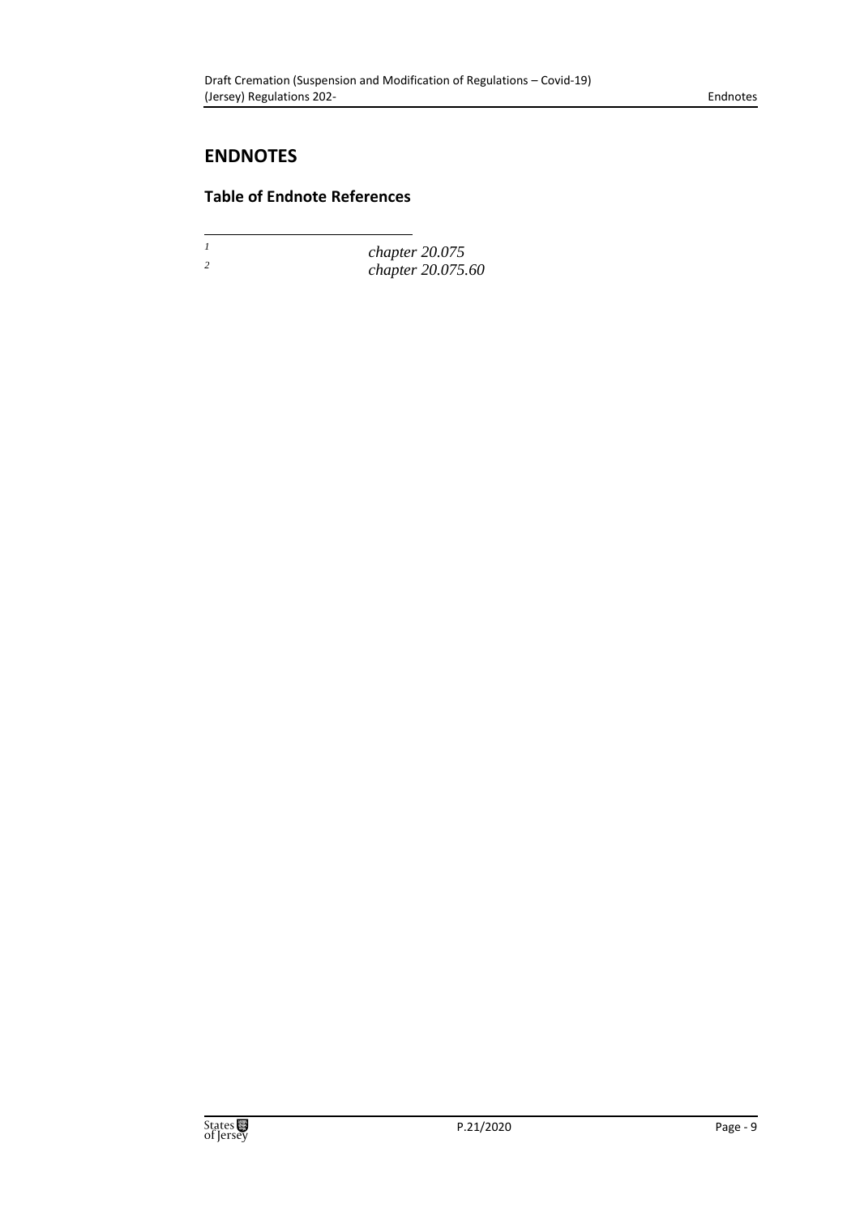## ENDNOTES

### Table of Endnote References

[1] *chapter 20.075*

[2] *chapter 20.075.60*